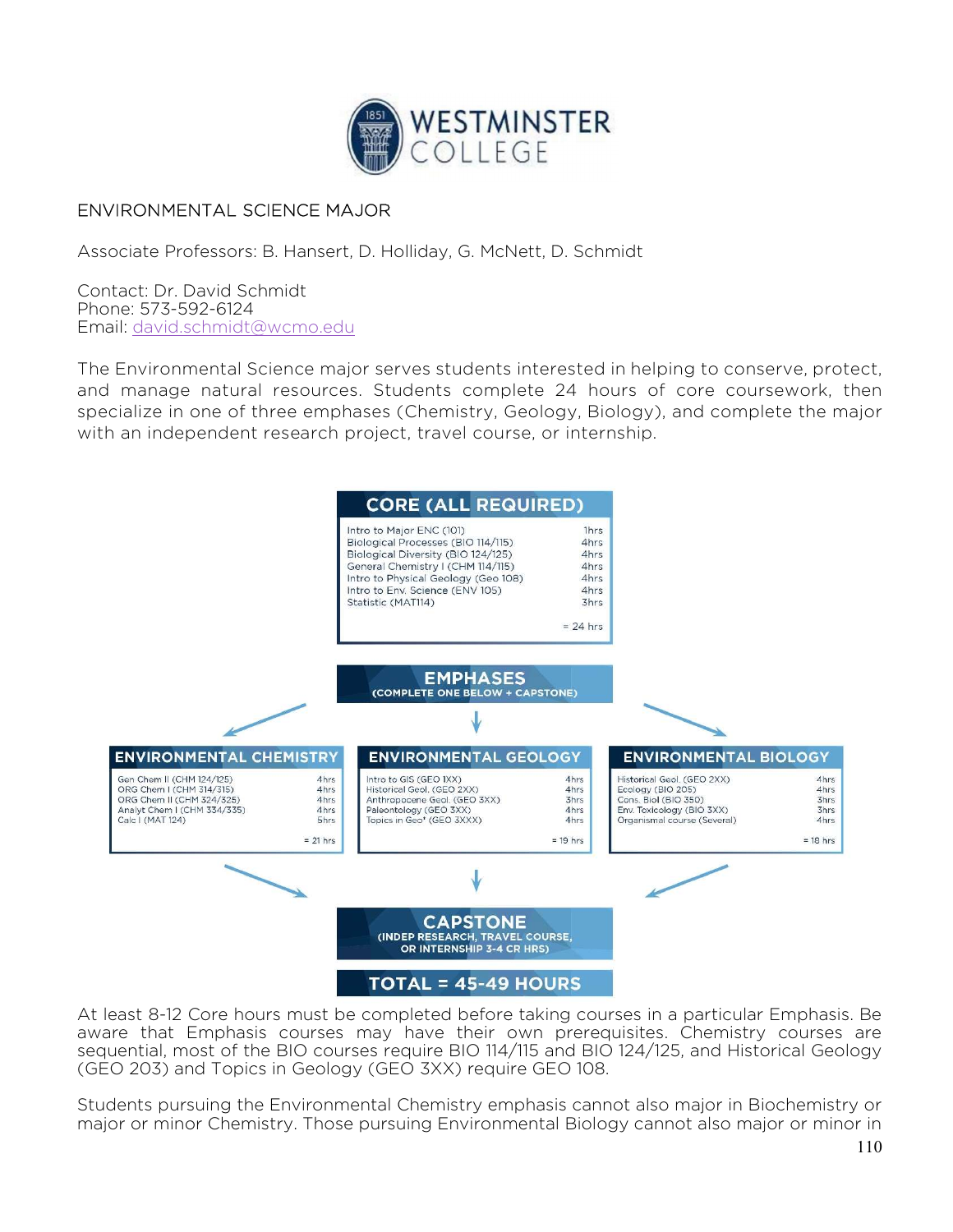WESTMINSTER COLLEGE

## ENVIRONMENTAL SCIENCE MAJOR

Associate Professors: B. Hansert, D. Holliday, G. McNett, D. Schmidt

Contact: Dr. David Schmidt
Phone: 573-592-6124
Email: david.schmidt@wcmo.edu

The Environmental Science major serves students interested in helping to conserve, protect, and manage natural resources. Students complete 24 hours of core coursework, then specialize in one of three emphases (Chemistry, Geology, Biology), and complete the major with an independent research project, travel course, or internship.

### CORE (ALL REQUIRED)

| Course | Hours |
|---|---|
| Intro to Major ENC (101) | 1hrs |
| Biological Processes (BIO 114/115) | 4hrs |
| Biological Diversity (BIO 124/125) | 4hrs |
| General Chemistry I (CHM 114/115) | 4hrs |
| Intro to Physical Geology (Geo 108) | 4hrs |
| Intro to Env. Science (ENV 105) | 4hrs |
| Statistic (MAT114) | 3hrs |
| | = 24 hrs |

### EMPHASES
(COMPLETE ONE BELOW + CAPSTONE)

#### ENVIRONMENTAL CHEMISTRY

| Course | Hours |
|---|---|
| Gen Chem II (CHM 124/125) | 4hrs |
| ORG Chem I (CHM 314/315) | 4hrs |
| ORG Chem II (CHM 324/325) | 4hrs |
| Analyt Chem I (CHM 334/335) | 4hrs |
| Calc I (MAT 124) | 5hrs |
| | = 21 hrs |

#### ENVIRONMENTAL GEOLOGY

| Course | Hours |
|---|---|
| Intro to GIS (GEO 1XX) | 4hrs |
| Historical Geol. (GEO 2XX) | 4hrs |
| Anthropocene Geol. (GEO 3XX) | 3hrs |
| Paleontology (GEO 3XX) | 4hrs |
| Topics in Geo* (GEO 3XXX) | 4hrs |
| | = 19 hrs |

#### ENVIRONMENTAL BIOLOGY

| Course | Hours |
|---|---|
| Historical Geol. (GEO 2XX) | 4hrs |
| Ecology (BIO 205) | 4hrs |
| Cons. Biol (BIO 350) | 3hrs |
| Env. Toxicology (BIO 3XX) | 3hrs |
| Organismal course (Several) | 4hrs |
| | = 18 hrs |

### CAPSTONE
(INDEP RESEARCH, TRAVEL COURSE, OR INTERNSHIP 3-4 CR HRS)

### TOTAL = 45-49 HOURS

At least 8-12 Core hours must be completed before taking courses in a particular Emphasis. Be aware that Emphasis courses may have their own prerequisites. Chemistry courses are sequential, most of the BIO courses require BIO 114/115 and BIO 124/125, and Historical Geology (GEO 203) and Topics in Geology (GEO 3XX) require GEO 108.

Students pursuing the Environmental Chemistry emphasis cannot also major in Biochemistry or major or minor Chemistry. Those pursuing Environmental Biology cannot also major or minor in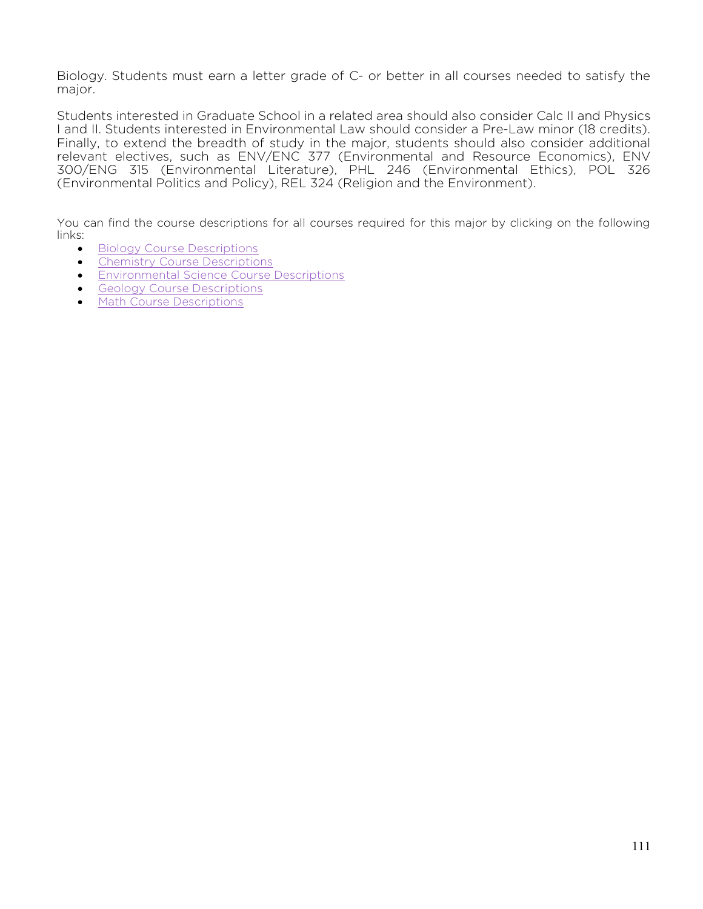Biology. Students must earn a letter grade of C- or better in all courses needed to satisfy the major.

Students interested in Graduate School in a related area should also consider Calc II and Physics I and II. Students interested in Environmental Law should consider a Pre-Law minor (18 credits). Finally, to extend the breadth of study in the major, students should also consider additional relevant electives, such as ENV/ENC 377 (Environmental and Resource Economics), ENV 300/ENG 315 (Environmental Literature), PHL 246 (Environmental Ethics), POL 326 (Environmental Politics and Policy), REL 324 (Religion and the Environment).

You can find the course descriptions for all courses required for this major by clicking on the following links:

- Biology Course Descriptions
- Chemistry Course Descriptions
- Environmental Science Course Descriptions
- Geology Course Descriptions
- Math Course Descriptions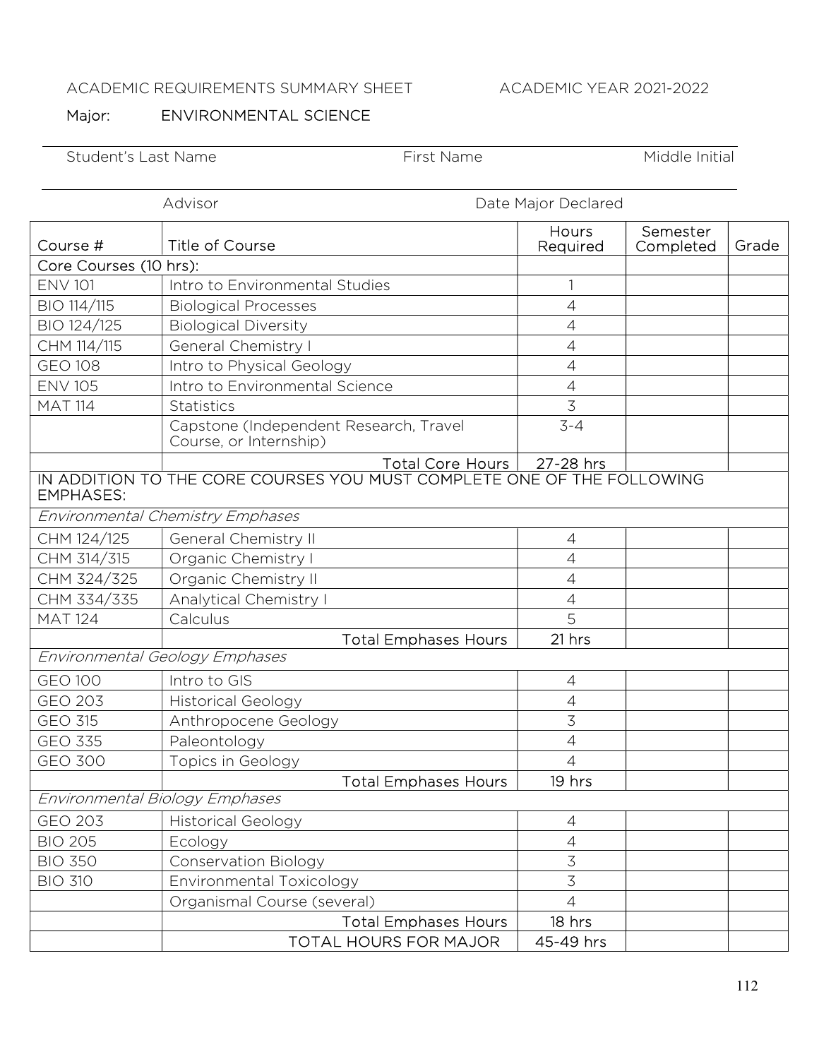ACADEMIC REQUIREMENTS SUMMARY SHEET ACADEMIC YEAR 2021-2022

Major: ENVIRONMENTAL SCIENCE

Student's Last Name First Name Middle Initial

Advisor Date Major Declared

| Course # | Title of Course | Hours Required | Semester Completed | Grade |
|---|---|---|---|---|
| Core Courses (10 hrs): | | | | |
| ENV 101 | Intro to Environmental Studies | 1 | | |
| BIO 114/115 | Biological Processes | 4 | | |
| BIO 124/125 | Biological Diversity | 4 | | |
| CHM 114/115 | General Chemistry I | 4 | | |
| GEO 108 | Intro to Physical Geology | 4 | | |
| ENV 105 | Intro to Environmental Science | 4 | | |
| MAT 114 | Statistics | 3 | | |
| | Capstone (Independent Research, Travel Course, or Internship) | 3-4 | | |
| | Total Core Hours | 27-28 hrs | | |
| IN ADDITION TO THE CORE COURSES YOU MUST COMPLETE ONE OF THE FOLLOWING EMPHASES: | | | | |
| *Environmental Chemistry Emphases* | | | | |
| CHM 124/125 | General Chemistry II | 4 | | |
| CHM 314/315 | Organic Chemistry I | 4 | | |
| CHM 324/325 | Organic Chemistry II | 4 | | |
| CHM 334/335 | Analytical Chemistry I | 4 | | |
| MAT 124 | Calculus | 5 | | |
| | Total Emphases Hours | 21 hrs | | |
| *Environmental Geology Emphases* | | | | |
| GEO 100 | Intro to GIS | 4 | | |
| GEO 203 | Historical Geology | 4 | | |
| GEO 315 | Anthropocene Geology | 3 | | |
| GEO 335 | Paleontology | 4 | | |
| GEO 300 | Topics in Geology | 4 | | |
| | Total Emphases Hours | 19 hrs | | |
| *Environmental Biology Emphases* | | | | |
| GEO 203 | Historical Geology | 4 | | |
| BIO 205 | Ecology | 4 | | |
| BIO 350 | Conservation Biology | 3 | | |
| BIO 310 | Environmental Toxicology | 3 | | |
| | Organismal Course (several) | 4 | | |
| | Total Emphases Hours | 18 hrs | | |
| | TOTAL HOURS FOR MAJOR | 45-49 hrs | | |